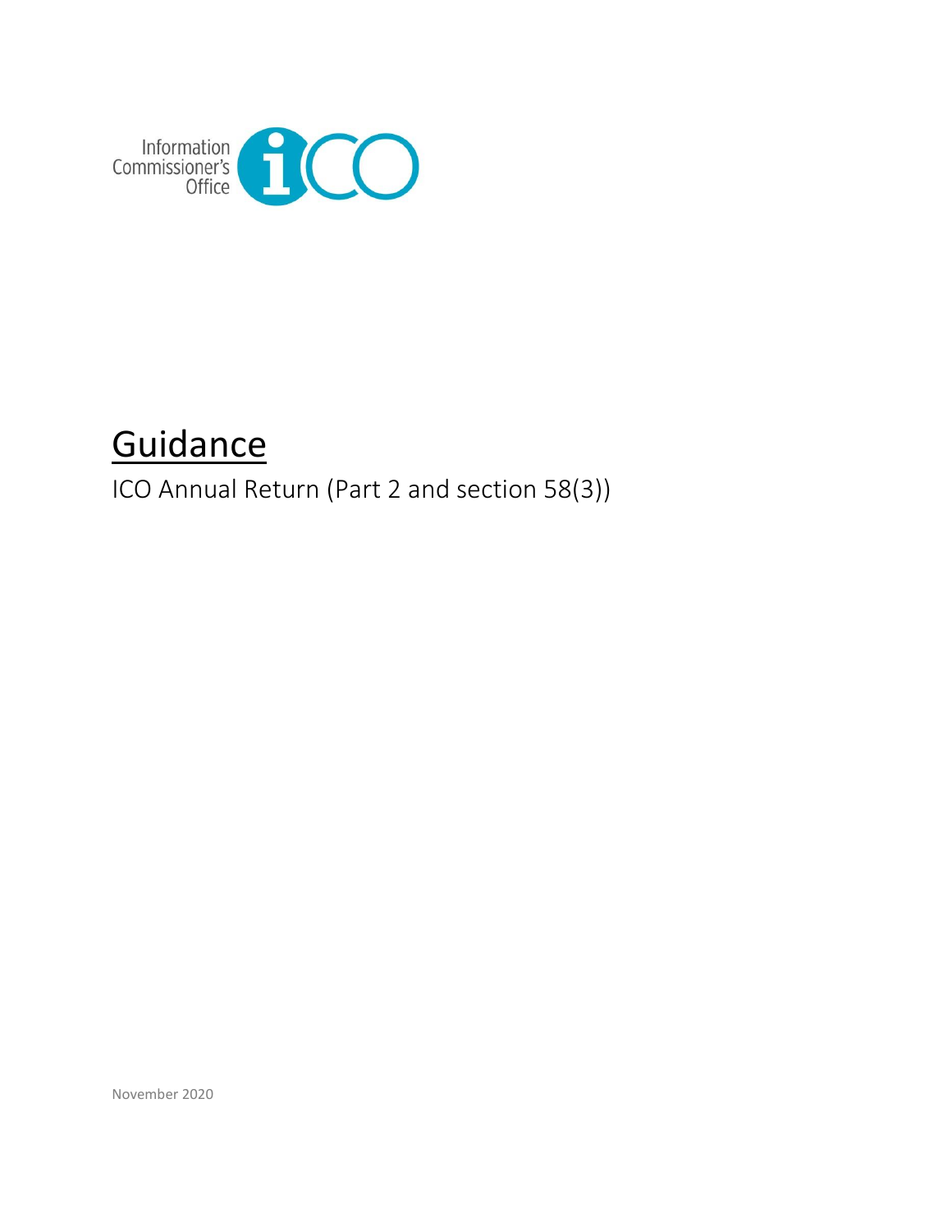Information Commissioner's Office

# Guidance

ICO Annual Return (Part 2 and section 58(3))

November 2020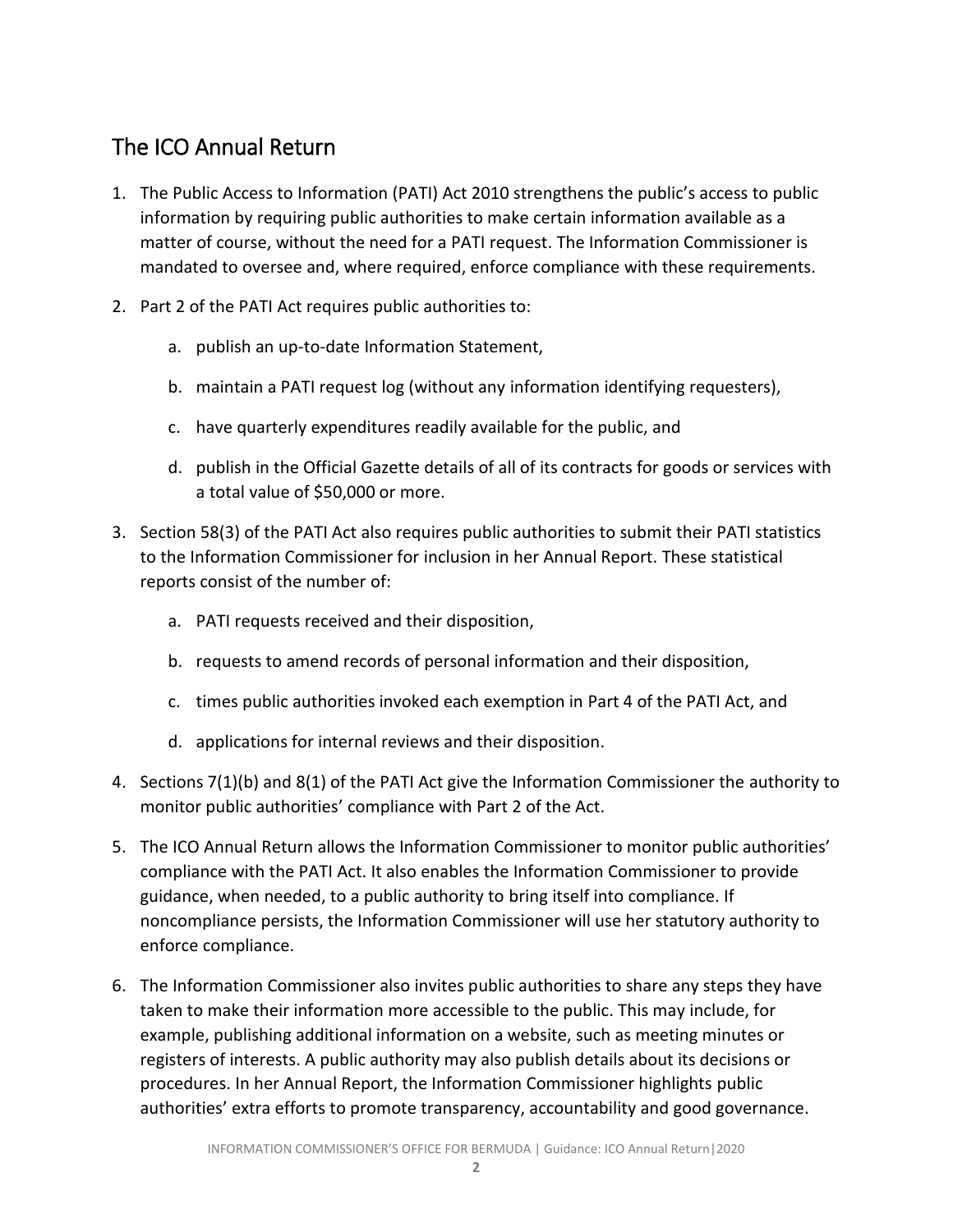## The ICO Annual Return

1. The Public Access to Information (PATI) Act 2010 strengthens the public's access to public information by requiring public authorities to make certain information available as a matter of course, without the need for a PATI request. The Information Commissioner is mandated to oversee and, where required, enforce compliance with these requirements.

2. Part 2 of the PATI Act requires public authorities to:

   a. publish an up-to-date Information Statement,

   b. maintain a PATI request log (without any information identifying requesters),

   c. have quarterly expenditures readily available for the public, and

   d. publish in the Official Gazette details of all of its contracts for goods or services with a total value of $50,000 or more.

3. Section 58(3) of the PATI Act also requires public authorities to submit their PATI statistics to the Information Commissioner for inclusion in her Annual Report. These statistical reports consist of the number of:

   a. PATI requests received and their disposition,

   b. requests to amend records of personal information and their disposition,

   c. times public authorities invoked each exemption in Part 4 of the PATI Act, and

   d. applications for internal reviews and their disposition.

4. Sections 7(1)(b) and 8(1) of the PATI Act give the Information Commissioner the authority to monitor public authorities' compliance with Part 2 of the Act.

5. The ICO Annual Return allows the Information Commissioner to monitor public authorities' compliance with the PATI Act. It also enables the Information Commissioner to provide guidance, when needed, to a public authority to bring itself into compliance. If noncompliance persists, the Information Commissioner will use her statutory authority to enforce compliance.

6. The Information Commissioner also invites public authorities to share any steps they have taken to make their information more accessible to the public. This may include, for example, publishing additional information on a website, such as meeting minutes or registers of interests. A public authority may also publish details about its decisions or procedures. In her Annual Report, the Information Commissioner highlights public authorities' extra efforts to promote transparency, accountability and good governance.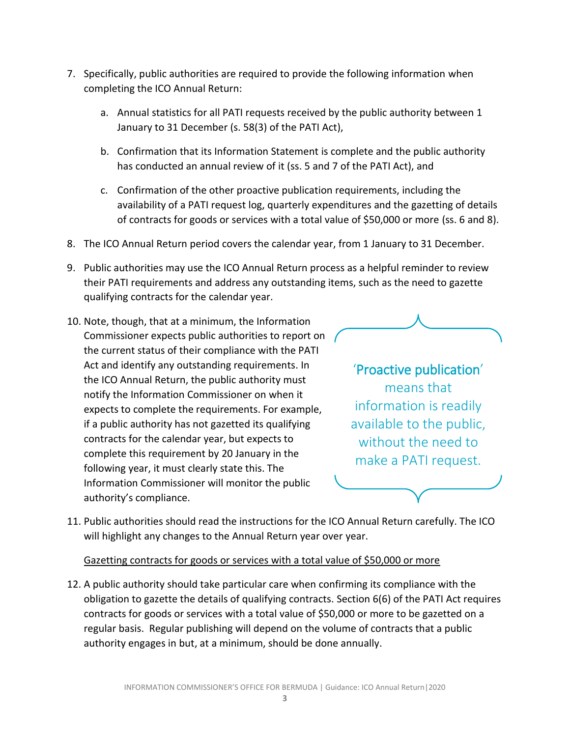7. Specifically, public authorities are required to provide the following information when completing the ICO Annual Return:

    a. Annual statistics for all PATI requests received by the public authority between 1 January to 31 December (s. 58(3) of the PATI Act),

    b. Confirmation that its Information Statement is complete and the public authority has conducted an annual review of it (ss. 5 and 7 of the PATI Act), and

    c. Confirmation of the other proactive publication requirements, including the availability of a PATI request log, quarterly expenditures and the gazetting of details of contracts for goods or services with a total value of $50,000 or more (ss. 6 and 8).

8. The ICO Annual Return period covers the calendar year, from 1 January to 31 December.

9. Public authorities may use the ICO Annual Return process as a helpful reminder to review their PATI requirements and address any outstanding items, such as the need to gazette qualifying contracts for the calendar year.

10. Note, though, that at a minimum, the Information Commissioner expects public authorities to report on the current status of their compliance with the PATI Act and identify any outstanding requirements. In the ICO Annual Return, the public authority must notify the Information Commissioner on when it expects to complete the requirements. For example, if a public authority has not gazetted its qualifying contracts for the calendar year, but expects to complete this requirement by 20 January in the following year, it must clearly state this. The Information Commissioner will monitor the public authority's compliance.

> '**Proactive publication**' means that information is readily available to the public, without the need to make a PATI request.

11. Public authorities should read the instructions for the ICO Annual Return carefully. The ICO will highlight any changes to the Annual Return year over year.

<u>Gazetting contracts for goods or services with a total value of $50,000 or more</u>

12. A public authority should take particular care when confirming its compliance with the obligation to gazette the details of qualifying contracts. Section 6(6) of the PATI Act requires contracts for goods or services with a total value of $50,000 or more to be gazetted on a regular basis. Regular publishing will depend on the volume of contracts that a public authority engages in but, at a minimum, should be done annually.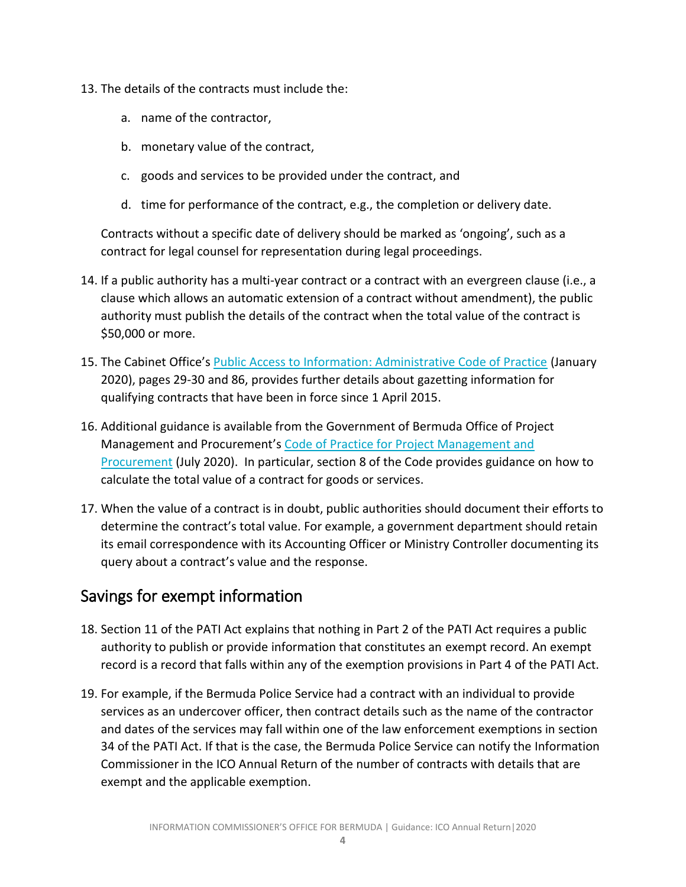13. The details of the contracts must include the:

    a. name of the contractor,

    b. monetary value of the contract,

    c. goods and services to be provided under the contract, and

    d. time for performance of the contract, e.g., the completion or delivery date.

    Contracts without a specific date of delivery should be marked as 'ongoing', such as a contract for legal counsel for representation during legal proceedings.

14. If a public authority has a multi-year contract or a contract with an evergreen clause (i.e., a clause which allows an automatic extension of a contract without amendment), the public authority must publish the details of the contract when the total value of the contract is $50,000 or more.

15. The Cabinet Office's Public Access to Information: Administrative Code of Practice (January 2020), pages 29-30 and 86, provides further details about gazetting information for qualifying contracts that have been in force since 1 April 2015.

16. Additional guidance is available from the Government of Bermuda Office of Project Management and Procurement's Code of Practice for Project Management and Procurement (July 2020). In particular, section 8 of the Code provides guidance on how to calculate the total value of a contract for goods or services.

17. When the value of a contract is in doubt, public authorities should document their efforts to determine the contract's total value. For example, a government department should retain its email correspondence with its Accounting Officer or Ministry Controller documenting its query about a contract's value and the response.

## Savings for exempt information

18. Section 11 of the PATI Act explains that nothing in Part 2 of the PATI Act requires a public authority to publish or provide information that constitutes an exempt record. An exempt record is a record that falls within any of the exemption provisions in Part 4 of the PATI Act.

19. For example, if the Bermuda Police Service had a contract with an individual to provide services as an undercover officer, then contract details such as the name of the contractor and dates of the services may fall within one of the law enforcement exemptions in section 34 of the PATI Act. If that is the case, the Bermuda Police Service can notify the Information Commissioner in the ICO Annual Return of the number of contracts with details that are exempt and the applicable exemption.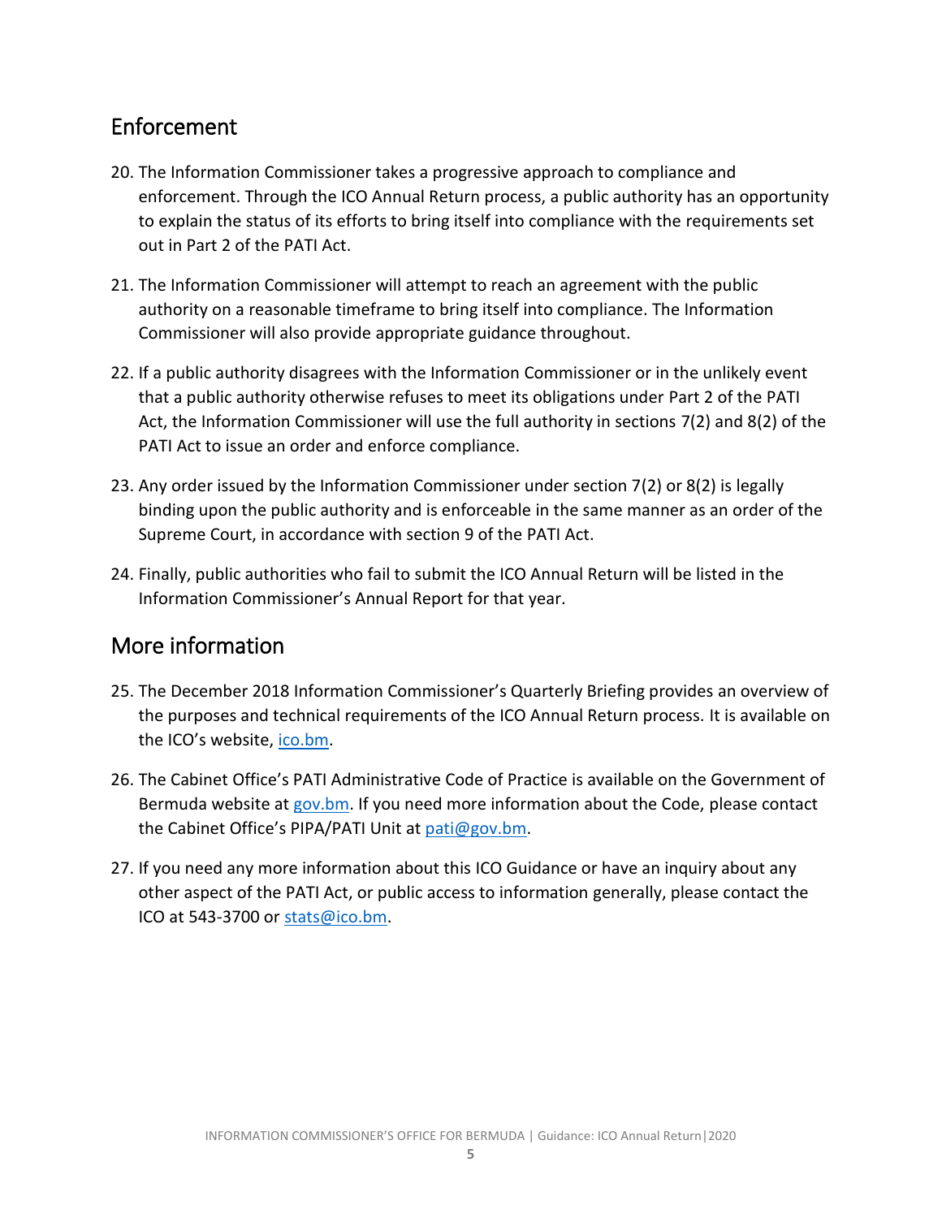## Enforcement

20. The Information Commissioner takes a progressive approach to compliance and enforcement. Through the ICO Annual Return process, a public authority has an opportunity to explain the status of its efforts to bring itself into compliance with the requirements set out in Part 2 of the PATI Act.

21. The Information Commissioner will attempt to reach an agreement with the public authority on a reasonable timeframe to bring itself into compliance. The Information Commissioner will also provide appropriate guidance throughout.

22. If a public authority disagrees with the Information Commissioner or in the unlikely event that a public authority otherwise refuses to meet its obligations under Part 2 of the PATI Act, the Information Commissioner will use the full authority in sections 7(2) and 8(2) of the PATI Act to issue an order and enforce compliance.

23. Any order issued by the Information Commissioner under section 7(2) or 8(2) is legally binding upon the public authority and is enforceable in the same manner as an order of the Supreme Court, in accordance with section 9 of the PATI Act.

24. Finally, public authorities who fail to submit the ICO Annual Return will be listed in the Information Commissioner's Annual Report for that year.

## More information

25. The December 2018 Information Commissioner's Quarterly Briefing provides an overview of the purposes and technical requirements of the ICO Annual Return process. It is available on the ICO's website, [ico.bm](ico.bm).

26. The Cabinet Office's PATI Administrative Code of Practice is available on the Government of Bermuda website at [gov.bm](gov.bm). If you need more information about the Code, please contact the Cabinet Office's PIPA/PATI Unit at [pati@gov.bm](mailto:pati@gov.bm).

27. If you need any more information about this ICO Guidance or have an inquiry about any other aspect of the PATI Act, or public access to information generally, please contact the ICO at 543-3700 or [stats@ico.bm](mailto:stats@ico.bm).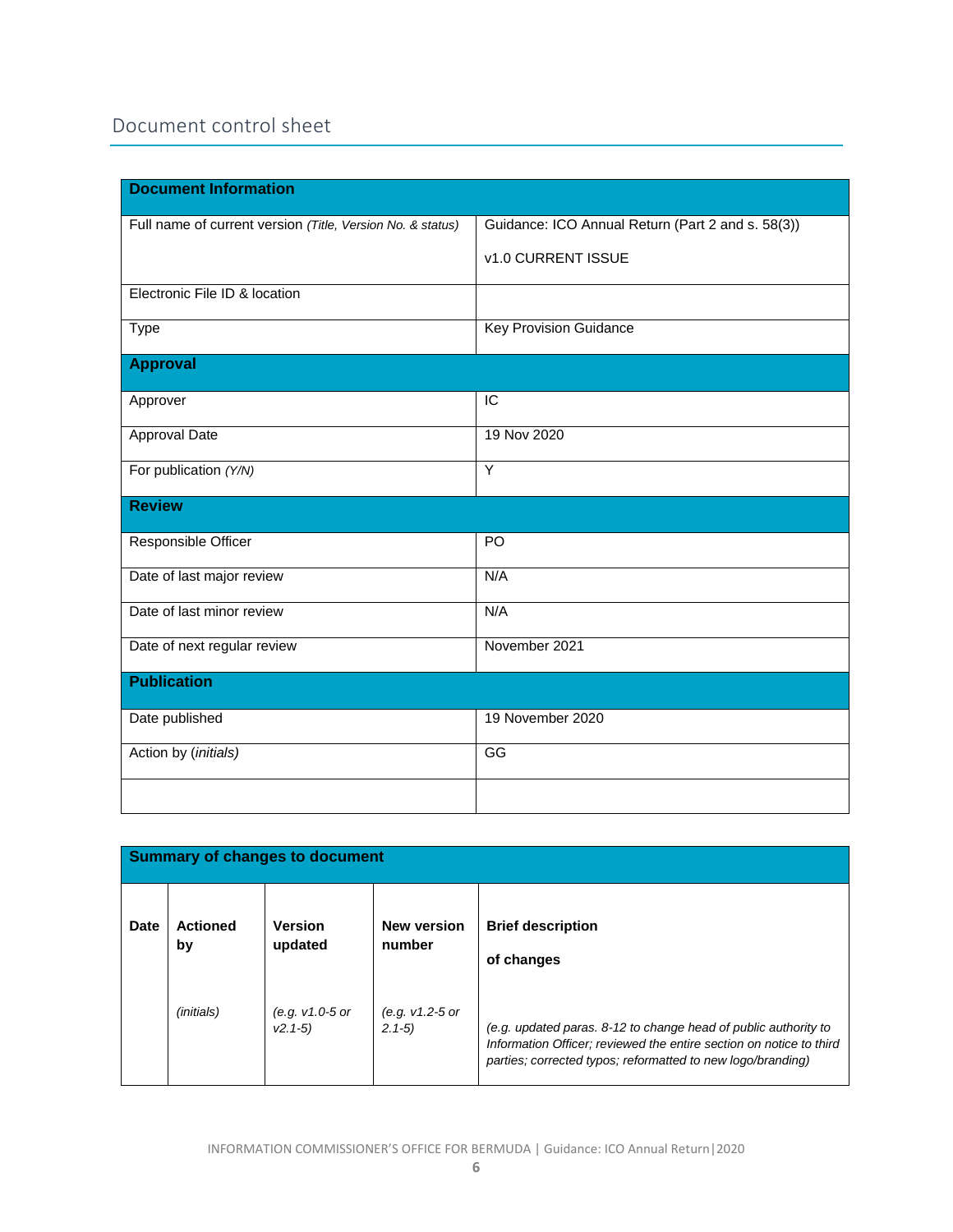## Document control sheet

| **Document Information** | |
|---|---|
| Full name of current version *(Title, Version No. & status)* | Guidance: ICO Annual Return (Part 2 and s. 58(3))<br><br>v1.0 CURRENT ISSUE |
| Electronic File ID & location | |
| Type | Key Provision Guidance |
| **Approval** | |
| Approver | IC |
| Approval Date | 19 Nov 2020 |
| For publication *(Y/N)* | Y |
| **Review** | |
| Responsible Officer | PO |
| Date of last major review | N/A |
| Date of last minor review | N/A |
| Date of next regular review | November 2021 |
| **Publication** | |
| Date published | 19 November 2020 |
| Action by (*initials*) | GG |
| | |

| **Summary of changes to document** | | | | |
|---|---|---|---|---|
| **Date** | **Actioned by** | **Version updated** | **New version number** | **Brief description of changes** |
| | *(initials)* | *(e.g. v1.0-5 or v2.1-5)* | *(e.g. v1.2-5 or 2.1-5)* | *(e.g. updated paras. 8-12 to change head of public authority to Information Officer; reviewed the entire section on notice to third parties; corrected typos; reformatted to new logo/branding)* |